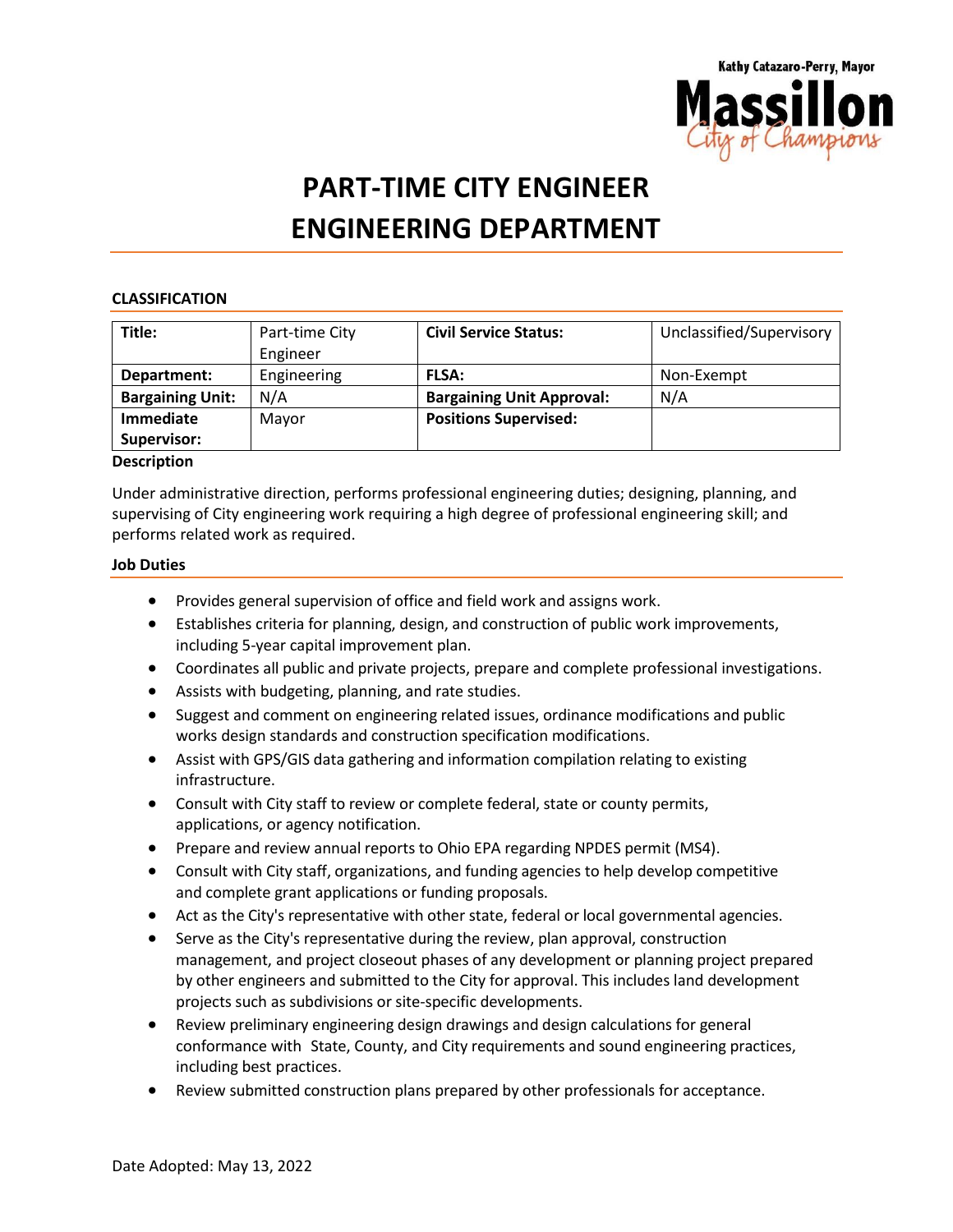Kathy Catazaro-Perry, Mayor

Massillon
City of Champions

# PART-TIME CITY ENGINEER
# ENGINEERING DEPARTMENT

### CLASSIFICATION

| **Title:** | Part-time City Engineer | **Civil Service Status:** | Unclassified/Supervisory |
|---|---|---|---|
| **Department:** | Engineering | **FLSA:** | Non-Exempt |
| **Bargaining Unit:** | N/A | **Bargaining Unit Approval:** | N/A |
| **Immediate Supervisor:** | Mayor | **Positions Supervised:** | |

### Description

Under administrative direction, performs professional engineering duties; designing, planning, and supervising of City engineering work requiring a high degree of professional engineering skill; and performs related work as required.

### Job Duties

- Provides general supervision of office and field work and assigns work.
- Establishes criteria for planning, design, and construction of public work improvements, including 5-year capital improvement plan.
- Coordinates all public and private projects, prepare and complete professional investigations.
- Assists with budgeting, planning, and rate studies.
- Suggest and comment on engineering related issues, ordinance modifications and public works design standards and construction specification modifications.
- Assist with GPS/GIS data gathering and information compilation relating to existing infrastructure.
- Consult with City staff to review or complete federal, state or county permits, applications, or agency notification.
- Prepare and review annual reports to Ohio EPA regarding NPDES permit (MS4).
- Consult with City staff, organizations, and funding agencies to help develop competitive and complete grant applications or funding proposals.
- Act as the City's representative with other state, federal or local governmental agencies.
- Serve as the City's representative during the review, plan approval, construction management, and project closeout phases of any development or planning project prepared by other engineers and submitted to the City for approval. This includes land development projects such as subdivisions or site-specific developments.
- Review preliminary engineering design drawings and design calculations for general conformance with State, County, and City requirements and sound engineering practices, including best practices.
- Review submitted construction plans prepared by other professionals for acceptance.

Date Adopted: May 13, 2022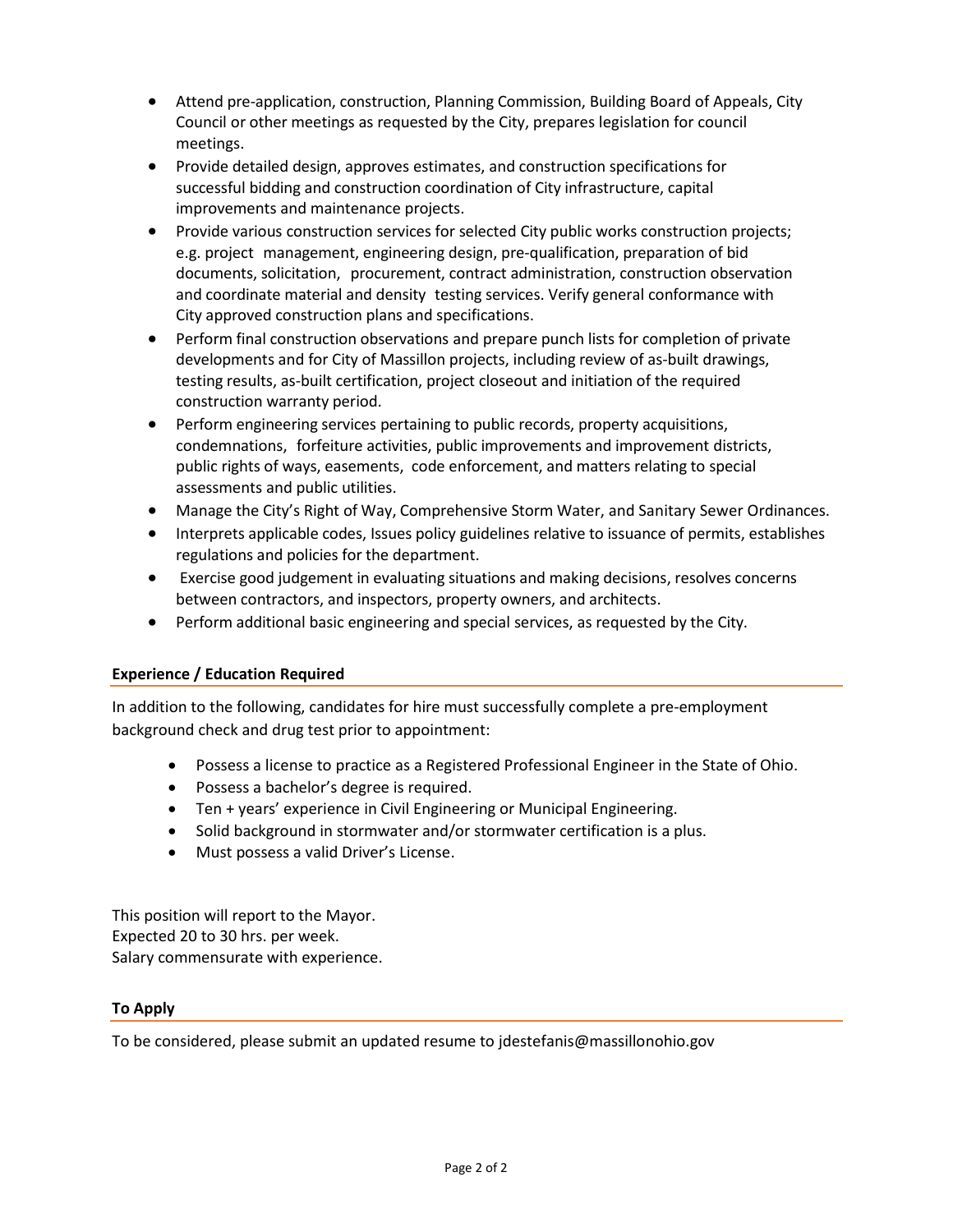- Attend pre-application, construction, Planning Commission, Building Board of Appeals, City Council or other meetings as requested by the City, prepares legislation for council meetings.
- Provide detailed design, approves estimates, and construction specifications for successful bidding and construction coordination of City infrastructure, capital improvements and maintenance projects.
- Provide various construction services for selected City public works construction projects; e.g. project management, engineering design, pre-qualification, preparation of bid documents, solicitation, procurement, contract administration, construction observation and coordinate material and density testing services. Verify general conformance with City approved construction plans and specifications.
- Perform final construction observations and prepare punch lists for completion of private developments and for City of Massillon projects, including review of as-built drawings, testing results, as-built certification, project closeout and initiation of the required construction warranty period.
- Perform engineering services pertaining to public records, property acquisitions, condemnations, forfeiture activities, public improvements and improvement districts, public rights of ways, easements, code enforcement, and matters relating to special assessments and public utilities.
- Manage the City's Right of Way, Comprehensive Storm Water, and Sanitary Sewer Ordinances.
- Interprets applicable codes, Issues policy guidelines relative to issuance of permits, establishes regulations and policies for the department.
- Exercise good judgement in evaluating situations and making decisions, resolves concerns between contractors, and inspectors, property owners, and architects.
- Perform additional basic engineering and special services, as requested by the City.

**Experience / Education Required**

In addition to the following, candidates for hire must successfully complete a pre-employment background check and drug test prior to appointment:

- Possess a license to practice as a Registered Professional Engineer in the State of Ohio.
- Possess a bachelor's degree is required.
- Ten + years' experience in Civil Engineering or Municipal Engineering.
- Solid background in stormwater and/or stormwater certification is a plus.
- Must possess a valid Driver's License.

This position will report to the Mayor.
Expected 20 to 30 hrs. per week.
Salary commensurate with experience.

**To Apply**

To be considered, please submit an updated resume to jdestefanis@massillonohio.gov